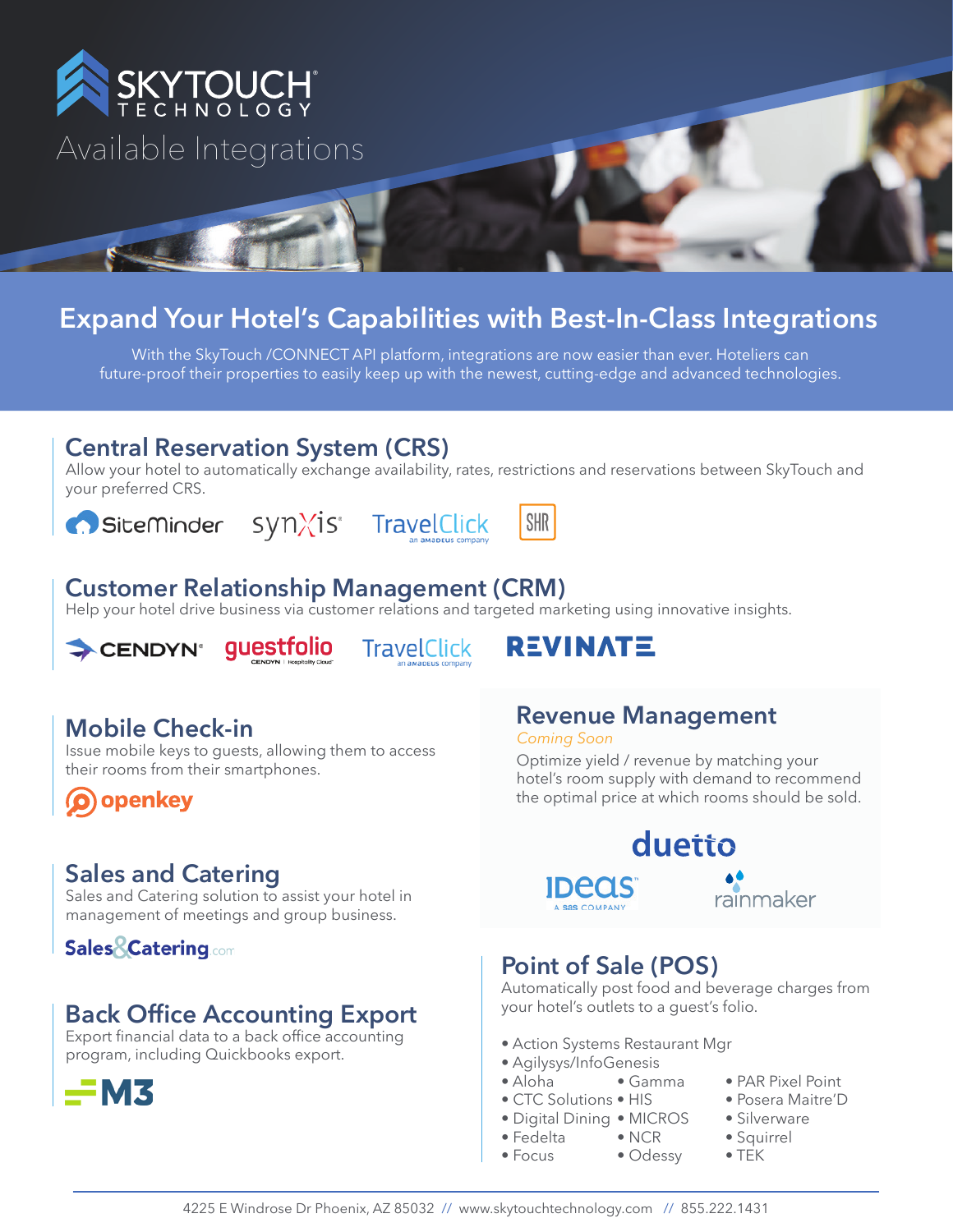# SKYTOUCH TECHNOLOGY

## Available Integrations

## Expand Your Hotel's Capabilities with Best-In-Class Integrations

With the SkyTouch /CONNECT API platform, integrations are now easier than ever. Hoteliers can future-proof their properties to easily keep up with the newest, cutting-edge and advanced technologies.

### Central Reservation System (CRS)

Allow your hotel to automatically exchange availability, rates, restrictions and reservations between SkyTouch and your preferred CRS.

SiteMinder synXis TravelClick an amadeus company SHR

### Customer Relationship Management (CRM)

Help your hotel drive business via customer relations and targeted marketing using innovative insights.

CENDYN guestfolio CENDYN | Hospitality Cloud TravelClick an amadeus company REVINATE

### Mobile Check-in

Issue mobile keys to guests, allowing them to access their rooms from their smartphones.

openkey

### Sales and Catering

Sales and Catering solution to assist your hotel in management of meetings and group business.

Sales&Catering.com

### Back Office Accounting Export

Export financial data to a back office accounting program, including Quickbooks export.

M3

### Revenue Management

*Coming Soon*

Optimize yield / revenue by matching your hotel's room supply with demand to recommend the optimal price at which rooms should be sold.

duetto IDeaS A SAS COMPANY rainmaker

### Point of Sale (POS)

Automatically post food and beverage charges from your hotel's outlets to a guest's folio.

- Action Systems Restaurant Mgr
- Agilysys/InfoGenesis
- Aloha
- CTC Solutions
- Digital Dining
- Fedelta
- Focus
- Gamma
- HIS
- MICROS
- NCR
- Odessy
- PAR Pixel Point
- Posera Maitre'D
- Silverware
- Squirrel
- TEK

4225 E Windrose Dr Phoenix, AZ 85032 // www.skytouchtechnology.com // 855.222.1431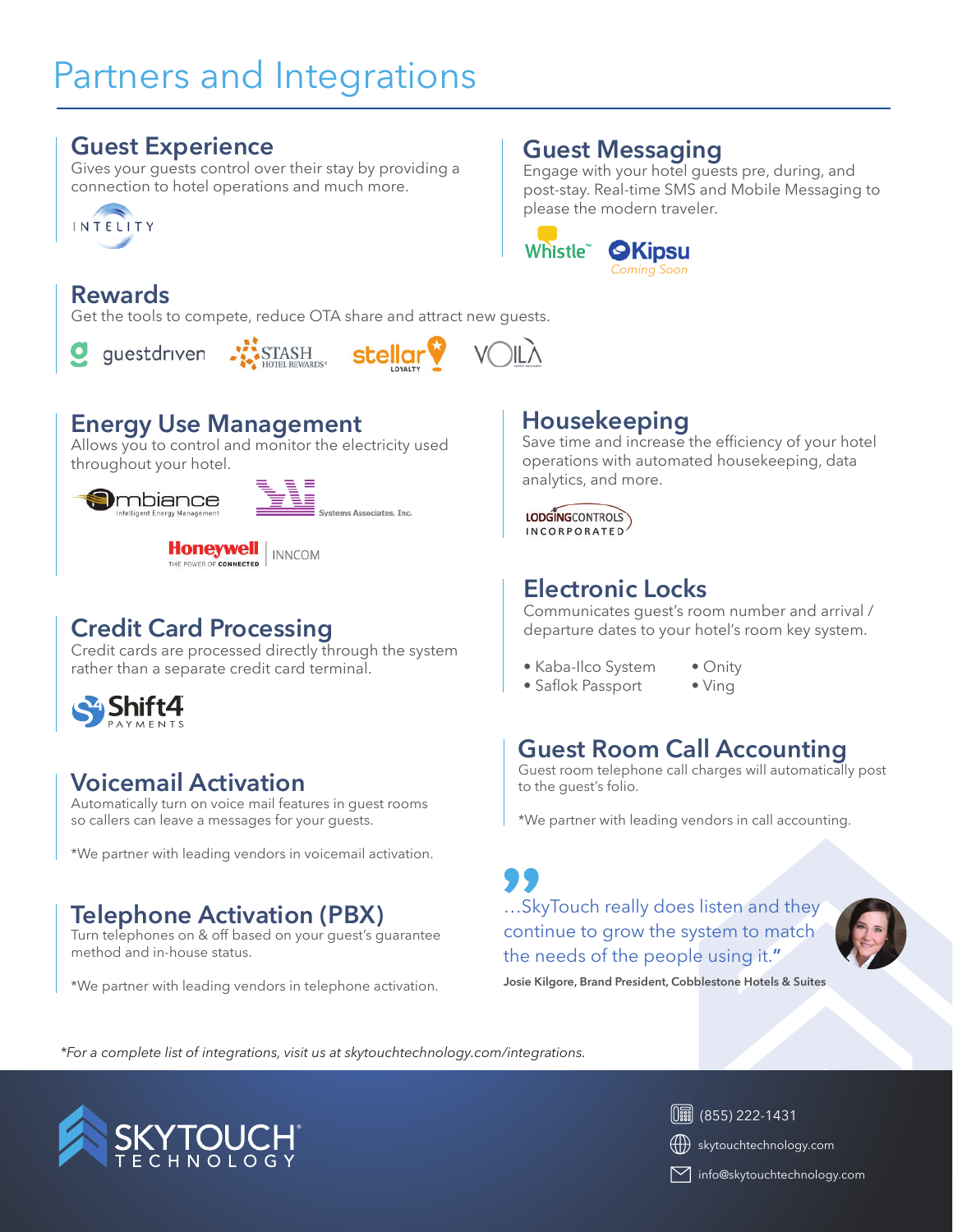# Partners and Integrations

## Guest Experience

Gives your guests control over their stay by providing a connection to hotel operations and much more.

INTELITY

## Guest Messaging

Engage with your hotel guests pre, during, and post-stay. Real-time SMS and Mobile Messaging to please the modern traveler.

Whistle™ Kipsu *Coming Soon*

## Rewards

Get the tools to compete, reduce OTA share and attract new guests.

guestdriven STASH HOTEL REWARDS® stellar LOYALTY VOILA

## Energy Use Management

Allows you to control and monitor the electricity used throughout your hotel.

Ambiance Intelligent Energy Management

Systems Associates, Inc.

Honeywell THE POWER OF CONNECTED | INNCOM

## Housekeeping

Save time and increase the efficiency of your hotel operations with automated housekeeping, data analytics, and more.

LODGINGCONTROLS INCORPORATED

## Electronic Locks

Communicates guest's room number and arrival / departure dates to your hotel's room key system.

- Kaba-Ilco System
- Saflok Passport
- Onity
- Ving

## Credit Card Processing

Credit cards are processed directly through the system rather than a separate credit card terminal.

Shift4 PAYMENTS

## Guest Room Call Accounting

Guest room telephone call charges will automatically post to the guest's folio.

*We partner with leading vendors in call accounting.

## Voicemail Activation

Automatically turn on voice mail features in guest rooms so callers can leave a messages for your guests.

*We partner with leading vendors in voicemail activation.

## Telephone Activation (PBX)

Turn telephones on & off based on your guest's guarantee method and in-house status.

*We partner with leading vendors in telephone activation.

> "...SkyTouch really does listen and they continue to grow the system to match the needs of the people using it."
>
> **Josie Kilgore, Brand President, Cobblestone Hotels & Suites**

*\*For a complete list of integrations, visit us at skytouchtechnology.com/integrations.*

SKYTOUCH® TECHNOLOGY

(855) 222-1431

skytouchtechnology.com

info@skytouchtechnology.com